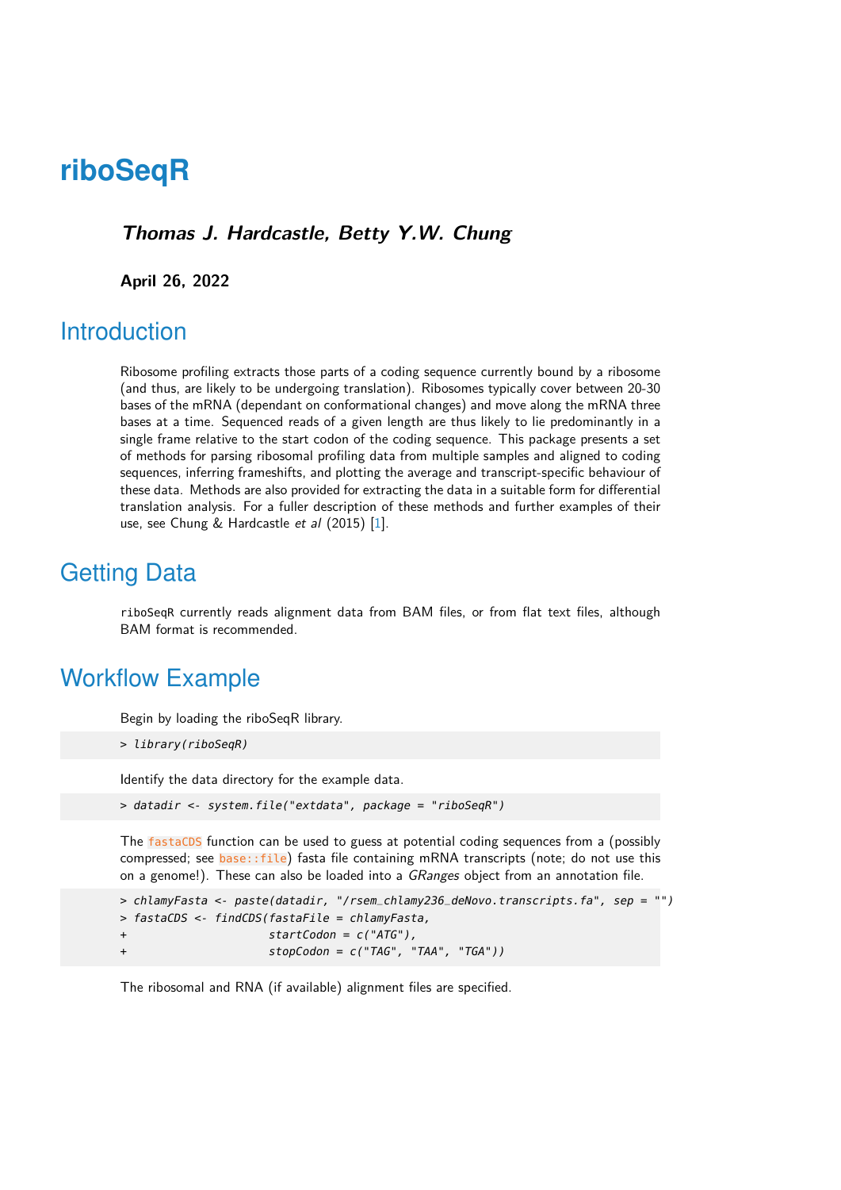# riboSeqR

***Thomas J. Hardcastle, Betty Y.W. Chung***

**April 26, 2022**

## Introduction

Ribosome profiling extracts those parts of a coding sequence currently bound by a ribosome (and thus, are likely to be undergoing translation). Ribosomes typically cover between 20-30 bases of the mRNA (dependant on conformational changes) and move along the mRNA three bases at a time. Sequenced reads of a given length are thus likely to lie predominantly in a single frame relative to the start codon of the coding sequence. This package presents a set of methods for parsing ribosomal profiling data from multiple samples and aligned to coding sequences, inferring frameshifts, and plotting the average and transcript-specific behaviour of these data. Methods are also provided for extracting the data in a suitable form for differential translation analysis. For a fuller description of these methods and further examples of their use, see Chung & Hardcastle *et al* (2015) [1].

## Getting Data

`riboSeqR` currently reads alignment data from BAM files, or from flat text files, although BAM format is recommended.

## Workflow Example

Begin by loading the riboSeqR library.

```
> library(riboSeqR)
```

Identify the data directory for the example data.

```
> datadir <- system.file("extdata", package = "riboSeqR")
```

The `fastaCDS` function can be used to guess at potential coding sequences from a (possibly compressed; see `base::file`) fasta file containing mRNA transcripts (note; do not use this on a genome!). These can also be loaded into a *GRanges* object from an annotation file.

```
> chlamyFasta <- paste(datadir, "/rsem_chlamy236_deNovo.transcripts.fa", sep = "")
> fastaCDS <- findCDS(fastaFile = chlamyFasta,
+                     startCodon = c("ATG"),
+                     stopCodon = c("TAG", "TAA", "TGA"))
```

The ribosomal and RNA (if available) alignment files are specified.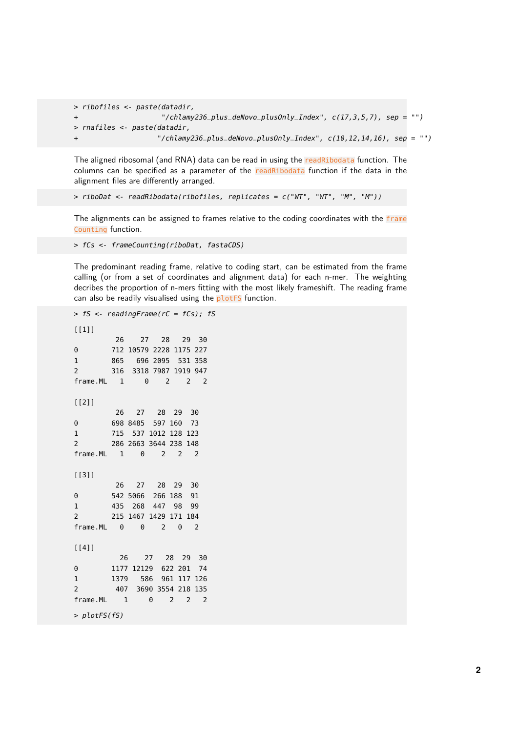```
> ribofiles <- paste(datadir,
+                   "/chlamy236_plus_deNovo_plusOnly_Index", c(17,3,5,7), sep = "")
> rnafiles <- paste(datadir,
+                  "/chlamy236_plus_deNovo_plusOnly_Index", c(10,12,14,16), sep = "")
```

The aligned ribosomal (and RNA) data can be read in using the `readRibodata` function. The columns can be specified as a parameter of the `readRibodata` function if the data in the alignment files are differently arranged.

```
> riboDat <- readRibodata(ribofiles, replicates = c("WT", "WT", "M", "M"))
```

The alignments can be assigned to frames relative to the coding coordinates with the `frameCounting` function.

```
> fCs <- frameCounting(riboDat, fastaCDS)
```

The predominant reading frame, relative to coding start, can be estimated from the frame calling (or from a set of coordinates and alignment data) for each n-mer. The weighting decribes the proportion of n-mers fitting with the most likely frameshift. The reading frame can also be readily visualised using the `plotFS` function.

```
> fS <- readingFrame(rC = fCs); fS
[[1]]
          26    27   28   29  30
0        712 10579 2228 1175 227
1        865   696 2095  531 358
2        316  3318 7987 1919 947
frame.ML   1     0    2    2   2

[[2]]
          26   27   28  29  30
0        698 8485  597 160  73
1        715  537 1012 128 123
2        286 2663 3644 238 148
frame.ML   1    0    2   2   2

[[3]]
          26   27   28  29  30
0        542 5066  266 188  91
1        435  268  447  98  99
2        215 1467 1429 171 184
frame.ML   0    0    2   0   2

[[4]]
           26    27   28  29  30
0        1177 12129  622 201  74
1        1379   586  961 117 126
2         407  3690 3554 218 135
frame.ML    1     0    2   2   2

> plotFS(fS)
```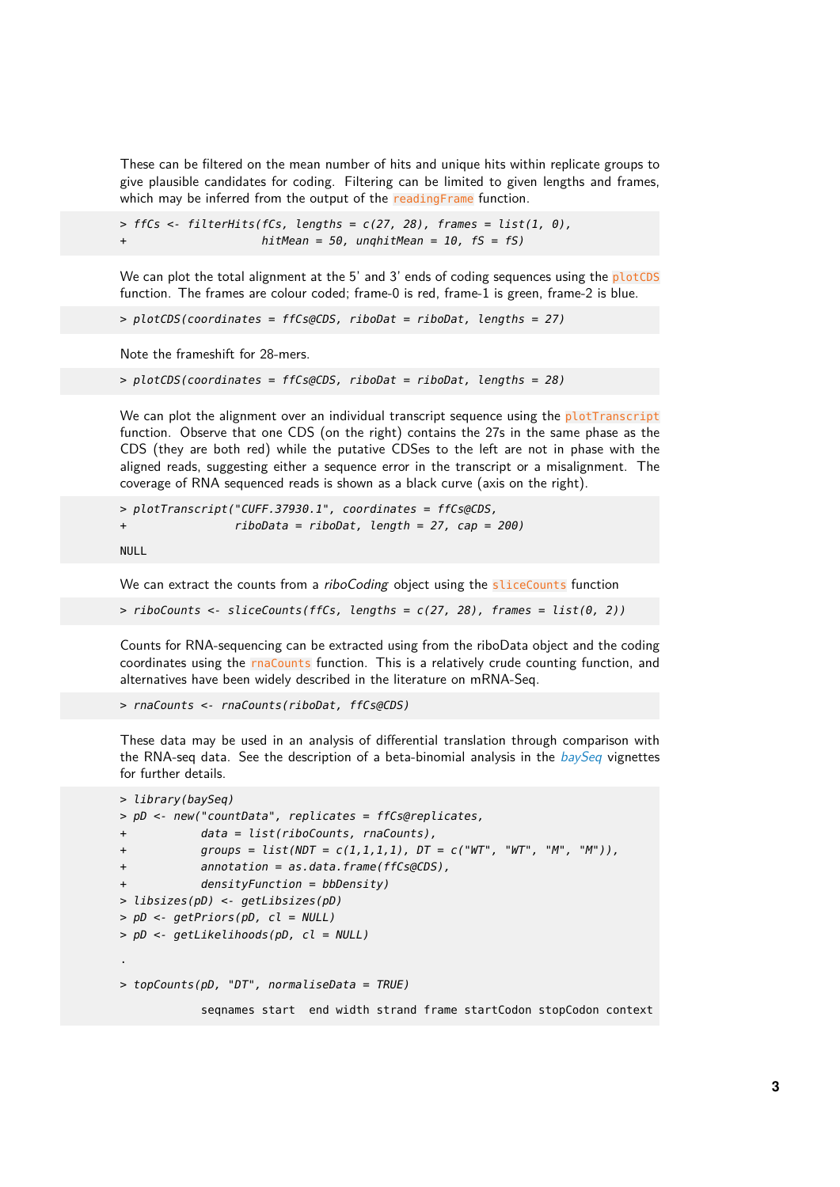These can be filtered on the mean number of hits and unique hits within replicate groups to give plausible candidates for coding. Filtering can be limited to given lengths and frames, which may be inferred from the output of the `readingFrame` function.

```
> ffCs <- filterHits(fCs, lengths = c(27, 28), frames = list(1, 0),
+                    hitMean = 50, unqhitMean = 10, fS = fS)
```

We can plot the total alignment at the 5' and 3' ends of coding sequences using the `plotCDS` function. The frames are colour coded; frame-0 is red, frame-1 is green, frame-2 is blue.

```
> plotCDS(coordinates = ffCs@CDS, riboDat = riboDat, lengths = 27)
```

Note the frameshift for 28-mers.

```
> plotCDS(coordinates = ffCs@CDS, riboDat = riboDat, lengths = 28)
```

We can plot the alignment over an individual transcript sequence using the `plotTranscript` function. Observe that one CDS (on the right) contains the 27s in the same phase as the CDS (they are both red) while the putative CDSes to the left are not in phase with the aligned reads, suggesting either a sequence error in the transcript or a misalignment. The coverage of RNA sequenced reads is shown as a black curve (axis on the right).

```
> plotTranscript("CUFF.37930.1", coordinates = ffCs@CDS,
+                riboData = riboDat, length = 27, cap = 200)

NULL
```

We can extract the counts from a *riboCoding* object using the `sliceCounts` function

```
> riboCounts <- sliceCounts(ffCs, lengths = c(27, 28), frames = list(0, 2))
```

Counts for RNA-sequencing can be extracted using from the riboData object and the coding coordinates using the `rnaCounts` function. This is a relatively crude counting function, and alternatives have been widely described in the literature on mRNA-Seq.

```
> rnaCounts <- rnaCounts(riboDat, ffCs@CDS)
```

These data may be used in an analysis of differential translation through comparison with the RNA-seq data. See the description of a beta-binomial analysis in the *baySeq* vignettes for further details.

```
> library(baySeq)
> pD <- new("countData", replicates = ffCs@replicates,
+           data = list(riboCounts, rnaCounts),
+           groups = list(NDT = c(1,1,1,1), DT = c("WT", "WT", "M", "M")),
+           annotation = as.data.frame(ffCs@CDS),
+           densityFunction = bbDensity)
> libsizes(pD) <- getLibsizes(pD)
> pD <- getPriors(pD, cl = NULL)
> pD <- getLikelihoods(pD, cl = NULL)

.

> topCounts(pD, "DT", normaliseData = TRUE)

          seqnames start  end width strand frame startCodon stopCodon context
```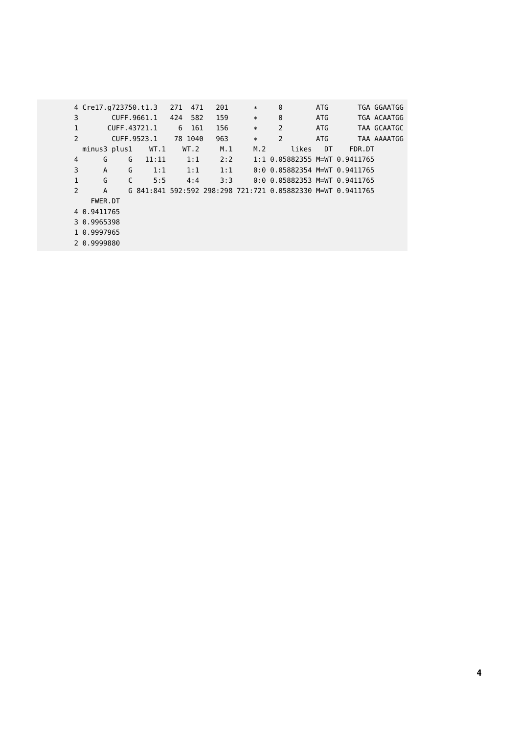```
4 Cre17.g723750.t1.3   271  471   201      *     0        ATG       TGA GGAATGG
3        CUFF.9661.1   424  582   159      *     0        ATG       TGA ACAATGG
1       CUFF.43721.1     6  161   156      *     2        ATG       TAA GCAATGC
2        CUFF.9523.1    78 1040   963      *     2        ATG       TAA AAAATGG
  minus3 plus1    WT.1    WT.2     M.1     M.2      likes   DT    FDR.DT
4      G     G   11:11     1:1     2:2     1:1 0.05882355 M=WT 0.9411765
3      A     G     1:1     1:1     1:1     0:0 0.05882354 M=WT 0.9411765
1      G     C     5:5     4:4     3:3     0:0 0.05882353 M=WT 0.9411765
2      A     G 841:841 592:592 298:298 721:721 0.05882330 M=WT 0.9411765
     FWER.DT
4 0.9411765
3 0.9965398
1 0.9997965
2 0.9999880
```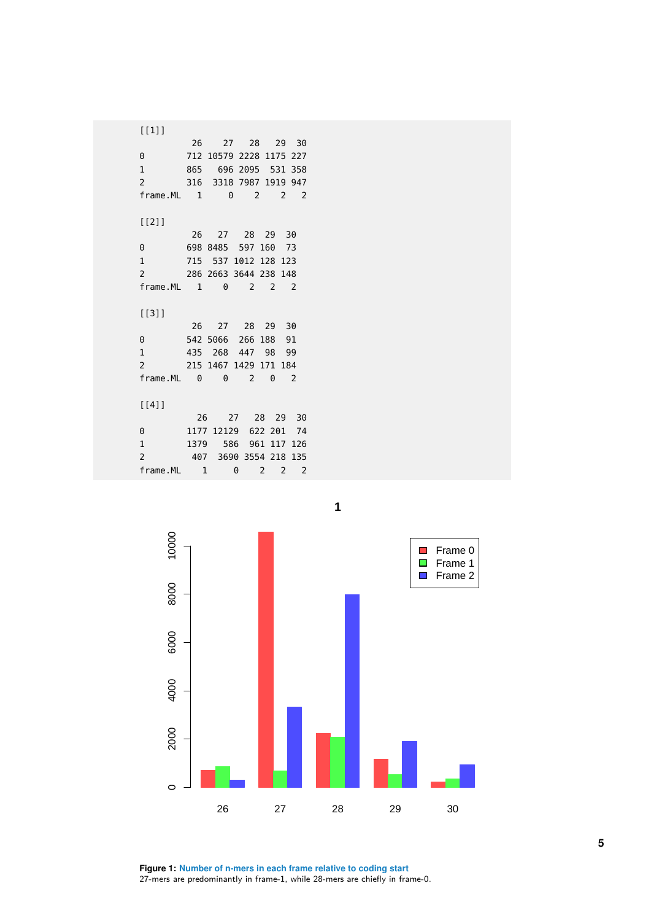```
[[1]]
           26    27   28   29  30
0         712 10579 2228 1175 227
1         865   696 2095  531 358
2         316  3318 7987 1919 947
frame.ML    1     0    2    2   2

[[2]]
           26   27   28  29  30
0         698 8485  597 160  73
1         715  537 1012 128 123
2         286 2663 3644 238 148
frame.ML    1    0    2   2   2

[[3]]
           26   27   28  29  30
0         542 5066  266 188  91
1         435  268  447  98  99
2         215 1467 1429 171 184
frame.ML    0    0    2   0   2

[[4]]
            26    27   28  29  30
0         1177 12129  622 201  74
1         1379   586  961 117 126
2          407  3690 3554 218 135
frame.ML     1     0    2   2   2
```

**Figure 1: Number of n-mers in each frame relative to coding start**
27-mers are predominantly in frame-1, while 28-mers are chiefly in frame-0.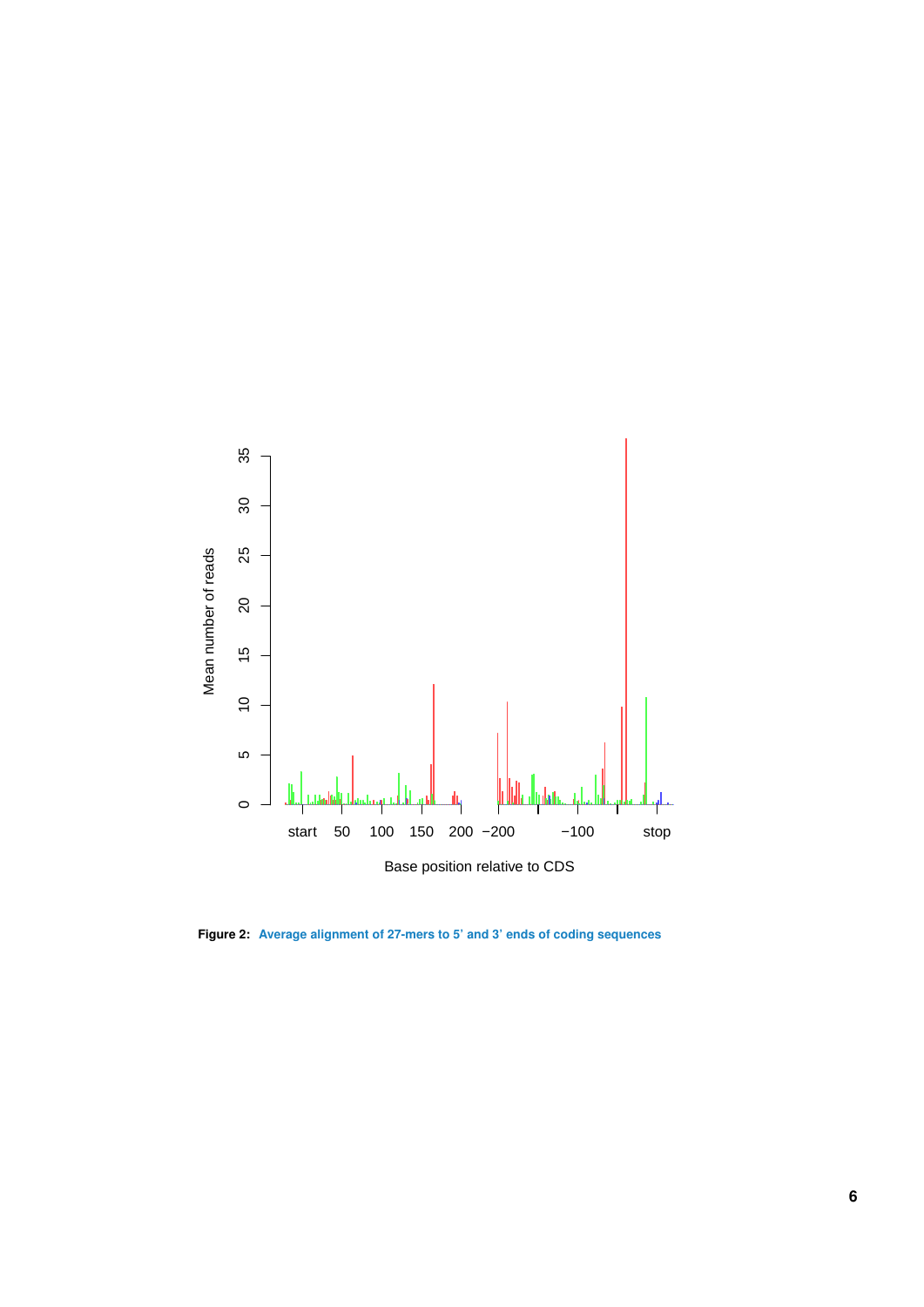**Figure 2:** **Average alignment of 27-mers to 5' and 3' ends of coding sequences**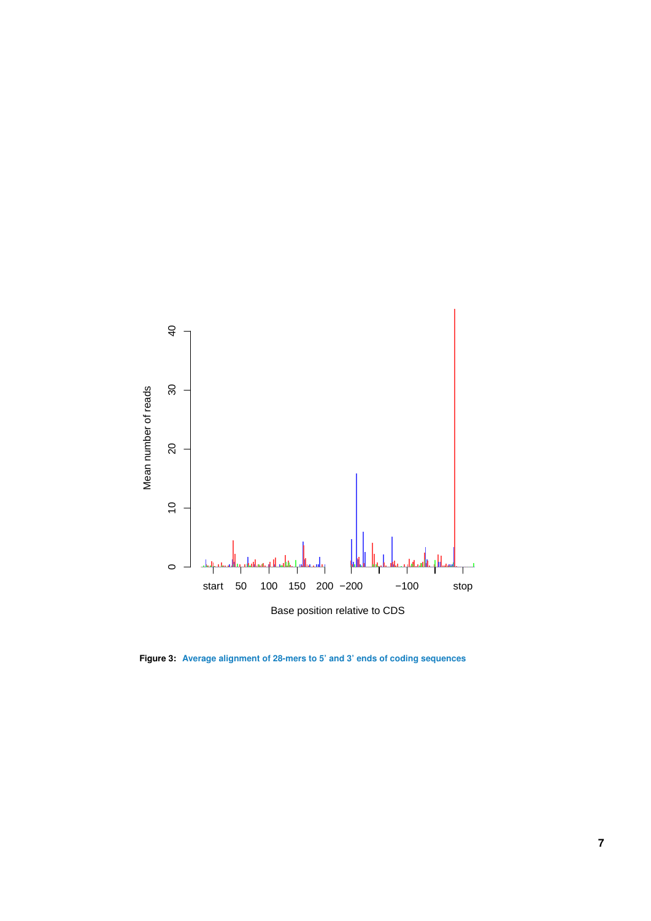**Figure 3:** Average alignment of 28-mers to 5' and 3' ends of coding sequences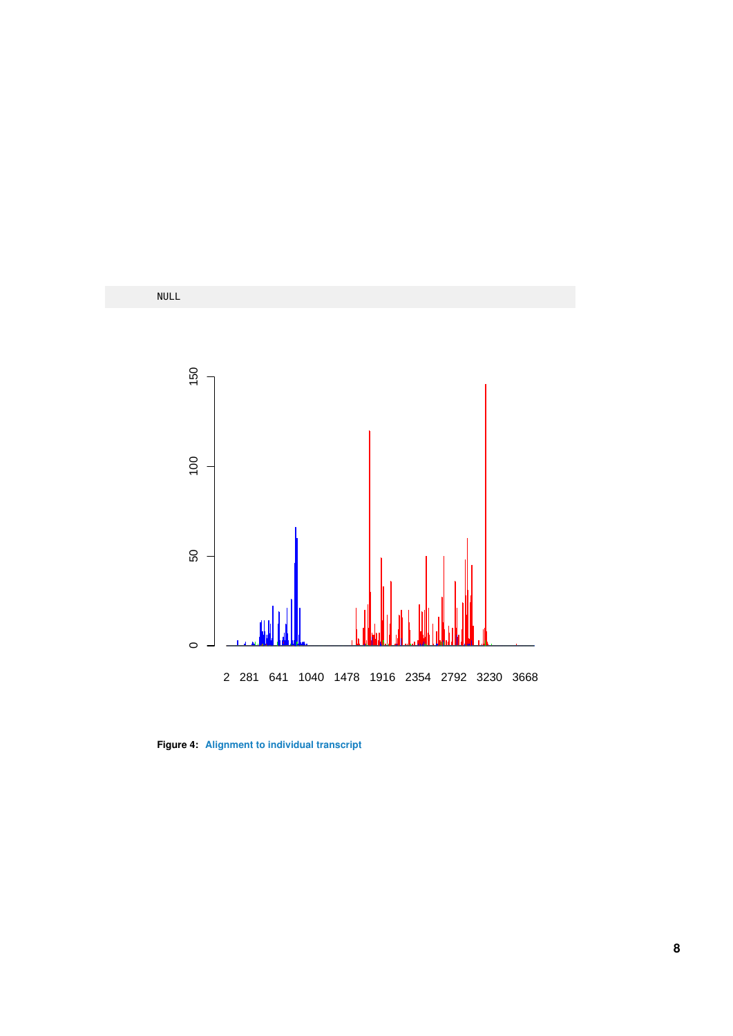```
NULL
```

Figure 4: Alignment to individual transcript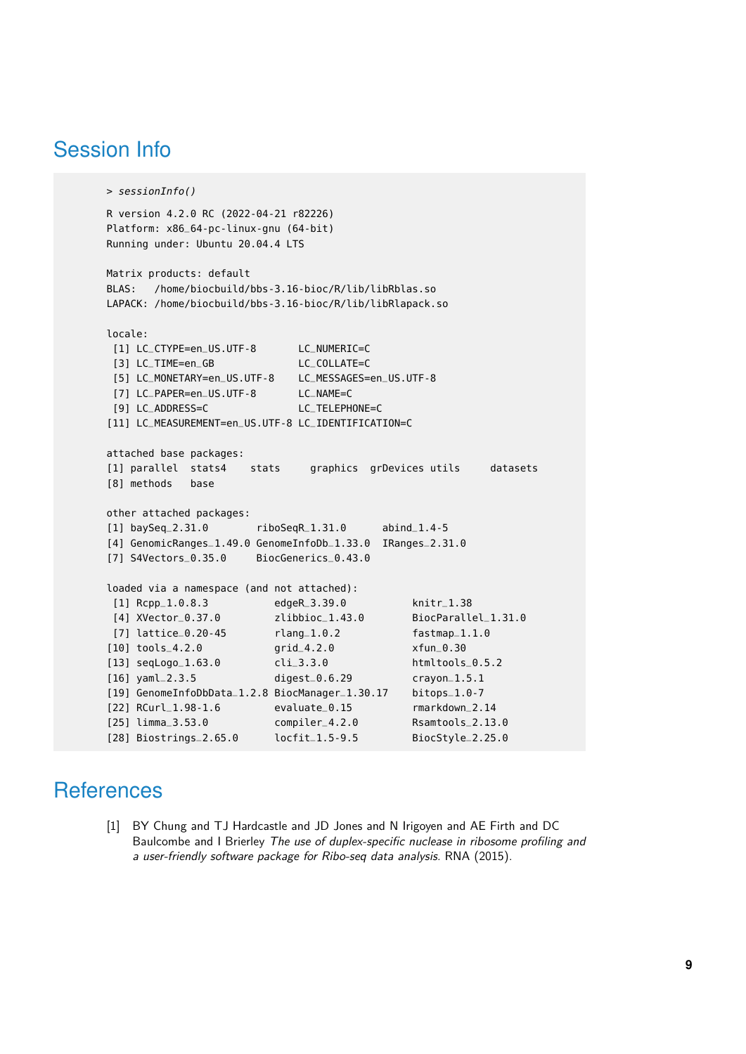# Session Info

```
> sessionInfo()

R version 4.2.0 RC (2022-04-21 r82226)
Platform: x86_64-pc-linux-gnu (64-bit)
Running under: Ubuntu 20.04.4 LTS

Matrix products: default
BLAS:   /home/biocbuild/bbs-3.16-bioc/R/lib/libRblas.so
LAPACK: /home/biocbuild/bbs-3.16-bioc/R/lib/libRlapack.so

locale:
 [1] LC_CTYPE=en_US.UTF-8       LC_NUMERIC=C
 [3] LC_TIME=en_GB              LC_COLLATE=C
 [5] LC_MONETARY=en_US.UTF-8    LC_MESSAGES=en_US.UTF-8
 [7] LC_PAPER=en_US.UTF-8       LC_NAME=C
 [9] LC_ADDRESS=C               LC_TELEPHONE=C
[11] LC_MEASUREMENT=en_US.UTF-8 LC_IDENTIFICATION=C

attached base packages:
[1] parallel  stats4    stats     graphics  grDevices utils     datasets
[8] methods   base

other attached packages:
[1] baySeq_2.31.0        riboSeqR_1.31.0      abind_1.4-5
[4] GenomicRanges_1.49.0 GenomeInfoDb_1.33.0  IRanges_2.31.0
[7] S4Vectors_0.35.0     BiocGenerics_0.43.0

loaded via a namespace (and not attached):
 [1] Rcpp_1.0.8.3           edgeR_3.39.0           knitr_1.38
 [4] XVector_0.37.0         zlibbioc_1.43.0        BiocParallel_1.31.0
 [7] lattice_0.20-45        rlang_1.0.2            fastmap_1.1.0
[10] tools_4.2.0            grid_4.2.0             xfun_0.30
[13] seqLogo_1.63.0         cli_3.3.0              htmltools_0.5.2
[16] yaml_2.3.5             digest_0.6.29          crayon_1.5.1
[19] GenomeInfoDbData_1.2.8 BiocManager_1.30.17    bitops_1.0-7
[22] RCurl_1.98-1.6         evaluate_0.15          rmarkdown_2.14
[25] limma_3.53.0           compiler_4.2.0         Rsamtools_2.13.0
[28] Biostrings_2.65.0      locfit_1.5-9.5         BiocStyle_2.25.0
```

# References

[1] BY Chung and TJ Hardcastle and JD Jones and N Irigoyen and AE Firth and DC Baulcombe and I Brierley *The use of duplex-specific nuclease in ribosome profiling and a user-friendly software package for Ribo-seq data analysis*. RNA (2015).